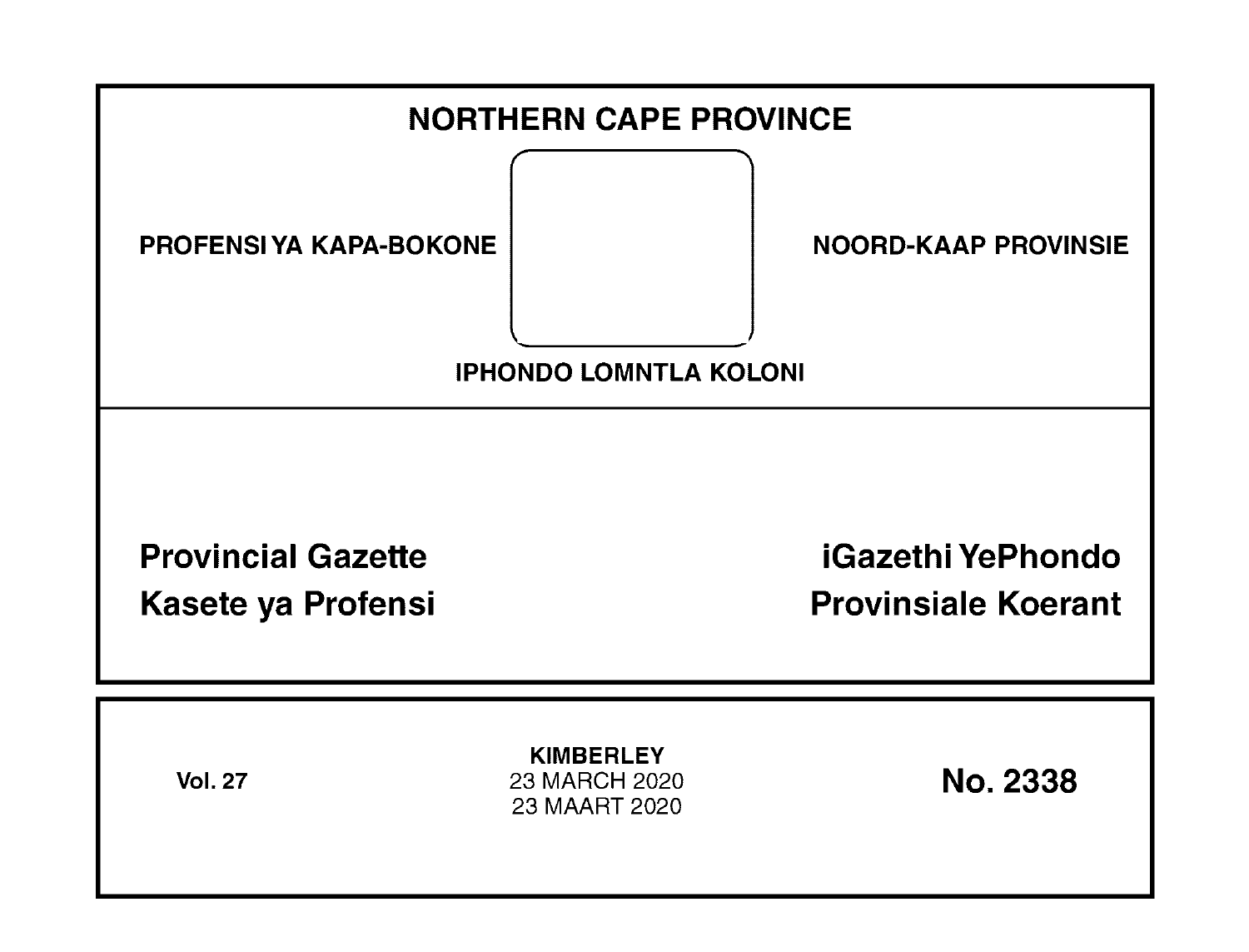# NORTHERN CAPE PROVINCE

PROFENSI YA KAPA-BOKONE

NOORD-KAAP PROVINSIE

IPHONDO LOMNTLA KOLONI

**Provincial Gazette**

**iGazethi YePhondo**

**Kasete ya Profensi**

**Provinsiale Koerant**

**Vol. 27**

**KIMBERLEY**
23 MARCH 2020
23 MAART 2020

**No. 2338**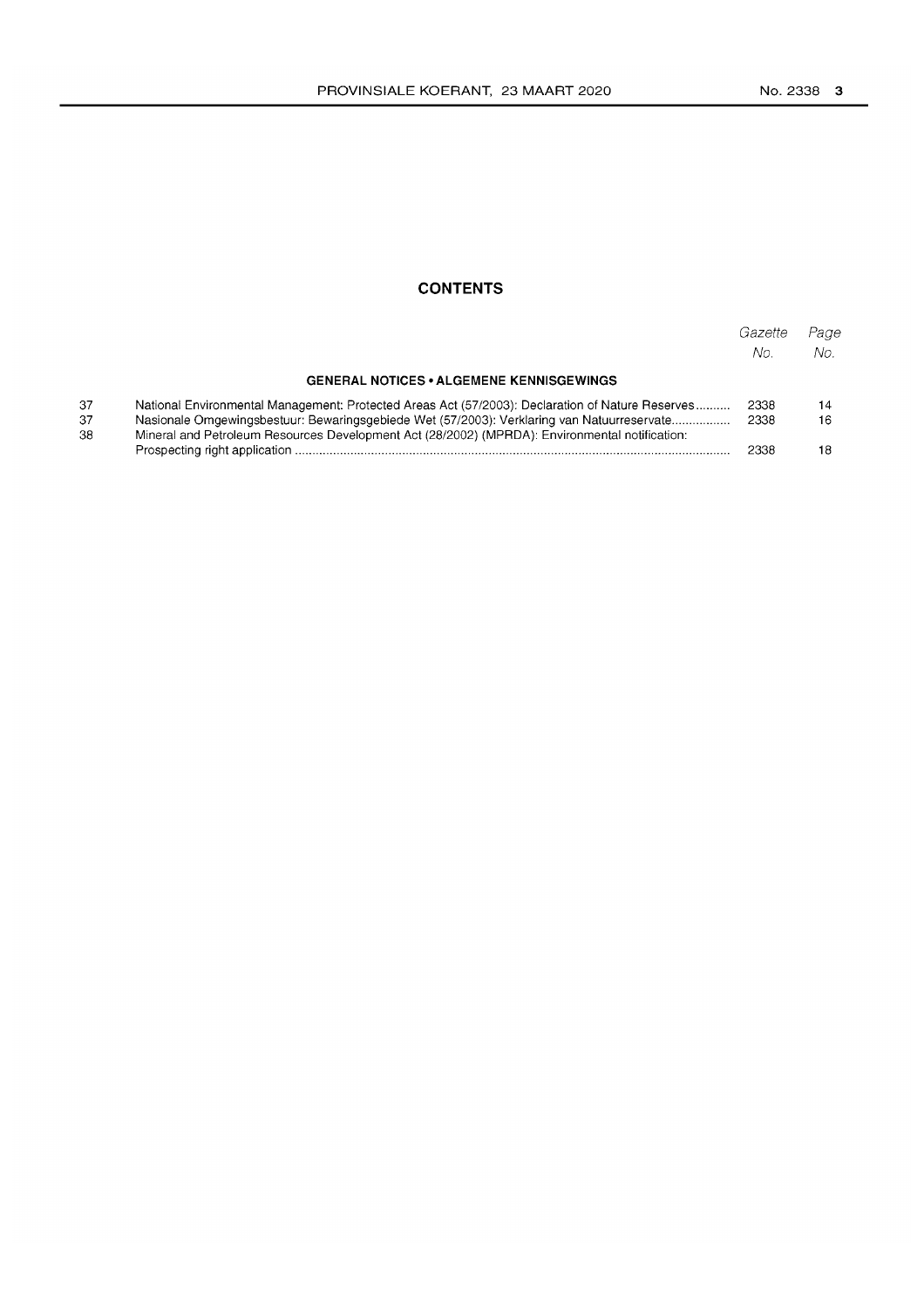## CONTENTS

| | | Gazette No. | Page No. |
|---|---|---|---|
| | **GENERAL NOTICES • ALGEMENE KENNISGEWINGS** | | |
| 37 | National Environmental Management: Protected Areas Act (57/2003): Declaration of Nature Reserves | 2338 | 14 |
| 37 | Nasionale Omgewingsbestuur: Bewaringsgebiede Wet (57/2003): Verklaring van Natuurreservate | 2338 | 16 |
| 38 | Mineral and Petroleum Resources Development Act (28/2002) (MPRDA): Environmental notification: Prospecting right application | 2338 | 18 |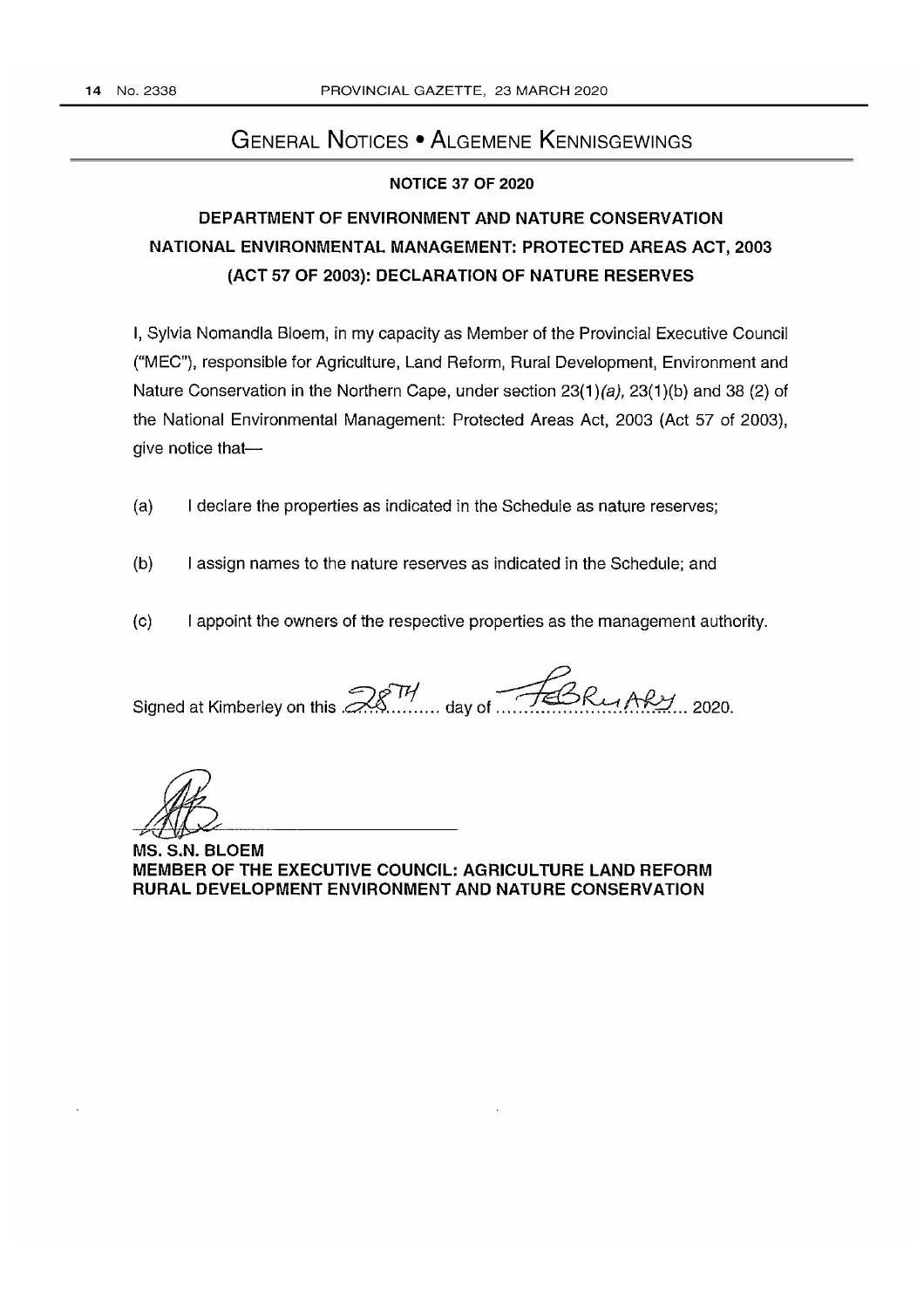## GENERAL NOTICES • ALGEMENE KENNISGEWINGS

**NOTICE 37 OF 2020**

**DEPARTMENT OF ENVIRONMENT AND NATURE CONSERVATION NATIONAL ENVIRONMENTAL MANAGEMENT: PROTECTED AREAS ACT, 2003 (ACT 57 OF 2003): DECLARATION OF NATURE RESERVES**

I, Sylvia Nomandla Bloem, in my capacity as Member of the Provincial Executive Council ("MEC"), responsible for Agriculture, Land Reform, Rural Development, Environment and Nature Conservation in the Northern Cape, under section 23(1)*(a)*, 23(1)(b) and 38 (2) of the National Environmental Management: Protected Areas Act, 2003 (Act 57 of 2003), give notice that—

(a) I declare the properties as indicated in the Schedule as nature reserves;

(b) I assign names to the nature reserves as indicated in the Schedule; and

(c) I appoint the owners of the respective properties as the management authority.

Signed at Kimberley on this 28TH day of FEBRUARY 2020.

**MS. S.N. BLOEM**
**MEMBER OF THE EXECUTIVE COUNCIL: AGRICULTURE LAND REFORM RURAL DEVELOPMENT ENVIRONMENT AND NATURE CONSERVATION**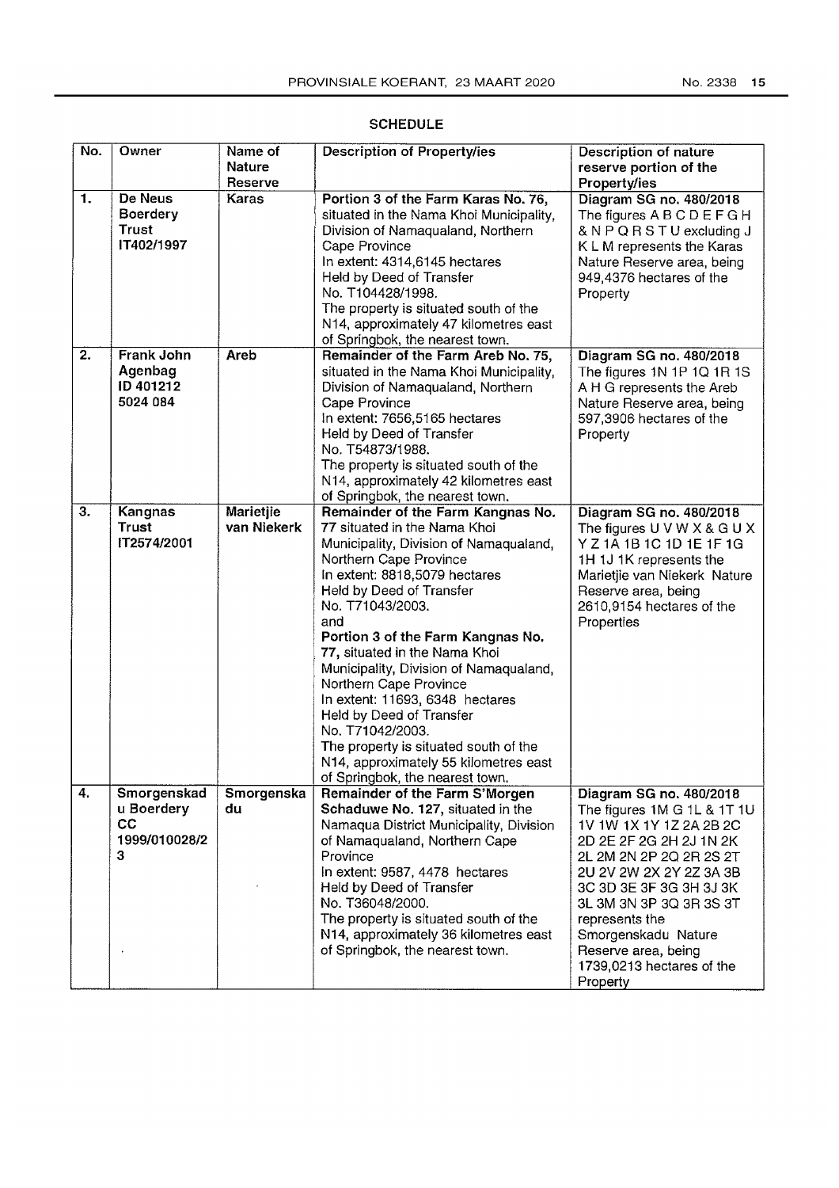## SCHEDULE

| No. | Owner | Name of Nature Reserve | Description of Property/ies | Description of nature reserve portion of the Property/ies |
|---|---|---|---|---|
| 1. | **De Neus Boerdery Trust IT402/1997** | **Karas** | **Portion 3 of the Farm Karas No. 76,** situated in the Nama Khoi Municipality, Division of Namaqualand, Northern Cape Province In extent: 4314,6145 hectares Held by Deed of Transfer No. T104428/1998. The property is situated south of the N14, approximately 47 kilometres east of Springbok, the nearest town. | **Diagram SG no. 480/2018** The figures A B C D E F G H & N P Q R S T U excluding J K L M represents the Karas Nature Reserve area, being 949,4376 hectares of the Property |
| 2. | **Frank John Agenbag ID 401212 5024 084** | **Areb** | **Remainder of the Farm Areb No. 75,** situated in the Nama Khoi Municipality, Division of Namaqualand, Northern Cape Province In extent: 7656,5165 hectares Held by Deed of Transfer No. T54873/1988. The property is situated south of the N14, approximately 42 kilometres east of Springbok, the nearest town. | **Diagram SG no. 480/2018** The figures 1N 1P 1Q 1R 1S A H G represents the Areb Nature Reserve area, being 597,3906 hectares of the Property |
| 3. | **Kangnas Trust IT2574/2001** | **Marietjie van Niekerk** | **Remainder of the Farm Kangnas No. 77** situated in the Nama Khoi Municipality, Division of Namaqualand, Northern Cape Province In extent: 8818,5079 hectares Held by Deed of Transfer No. T71043/2003. and **Portion 3 of the Farm Kangnas No. 77,** situated in the Nama Khoi Municipality, Division of Namaqualand, Northern Cape Province In extent: 11693, 6348 hectares Held by Deed of Transfer No. T71042/2003. The property is situated south of the N14, approximately 55 kilometres east of Springbok, the nearest town. | **Diagram SG no. 480/2018** The figures U V W X & G U X Y Z 1A 1B 1C 1D 1E 1F 1G 1H 1J 1K represents the Marietjie van Niekerk Nature Reserve area, being 2610,9154 hectares of the Properties |
| 4. | **Smorgenskadu Boerdery CC 1999/010028/23** | **Smorgenskadu** | **Remainder of the Farm S'Morgen Schaduwe No. 127,** situated in the Namaqua District Municipality, Division of Namaqualand, Northern Cape Province In extent: 9587, 4478 hectares Held by Deed of Transfer No. T36048/2000. The property is situated south of the N14, approximately 36 kilometres east of Springbok, the nearest town. | **Diagram SG no. 480/2018** The figures 1M G 1L & 1T 1U 1V 1W 1X 1Y 1Z 2A 2B 2C 2D 2E 2F 2G 2H 2J 1N 2K 2L 2M 2N 2P 2Q 2R 2S 2T 2U 2V 2W 2X 2Y 2Z 3A 3B 3C 3D 3E 3F 3G 3H 3J 3K 3L 3M 3N 3P 3Q 3R 3S 3T represents the Smorgenskadu Nature Reserve area, being 1739,0213 hectares of the Property |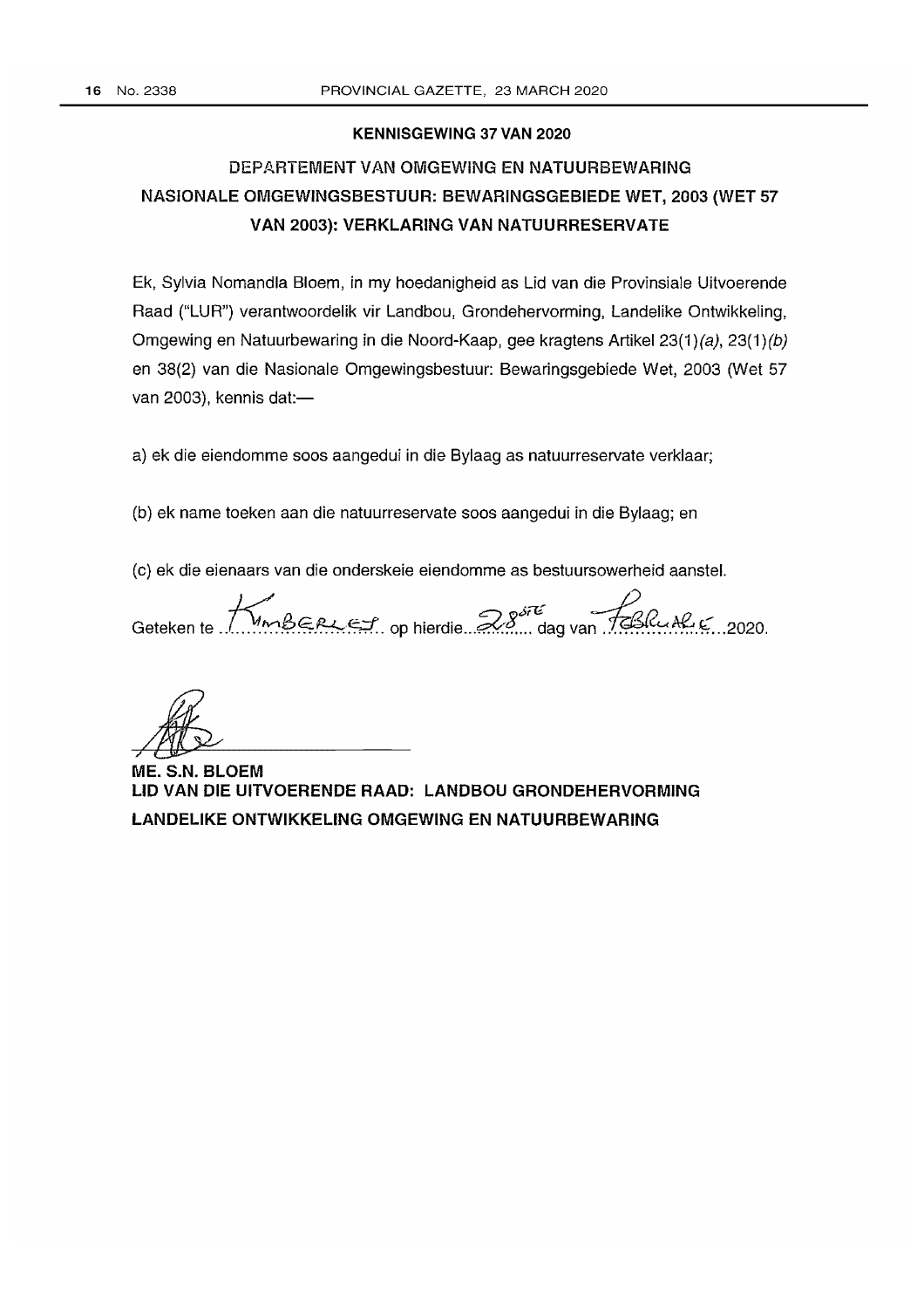## KENNISGEWING 37 VAN 2020

## DEPARTEMENT VAN OMGEWING EN NATUURBEWARING NASIONALE OMGEWINGSBESTUUR: BEWARINGSGEBIEDE WET, 2003 (WET 57 VAN 2003): VERKLARING VAN NATUURRESERVATE

Ek, Sylvia Nomandla Bloem, in my hoedanigheid as Lid van die Provinsiale Uitvoerende Raad ("LUR") verantwoordelik vir Landbou, Grondehervorming, Landelike Ontwikkeling, Omgewing en Natuurbewaring in die Noord-Kaap, gee kragtens Artikel 23(1)*(a)*, 23(1)*(b)* en 38(2) van die Nasionale Omgewingsbestuur: Bewaringsgebiede Wet, 2003 (Wet 57 van 2003), kennis dat:—

a) ek die eiendomme soos aangedui in die Bylaag as natuurreservate verklaar;

(b) ek name toeken aan die natuurreservate soos aangedui in die Bylaag; en

(c) ek die eienaars van die onderskeie eiendomme as bestuursowerheid aanstel.

Geteken te Kimberley op hierdie 28ste dag van Februarie 2020.

**ME. S.N. BLOEM**
**LID VAN DIE UITVOERENDE RAAD: LANDBOU GRONDEHERVORMING LANDELIKE ONTWIKKELING OMGEWING EN NATUURBEWARING**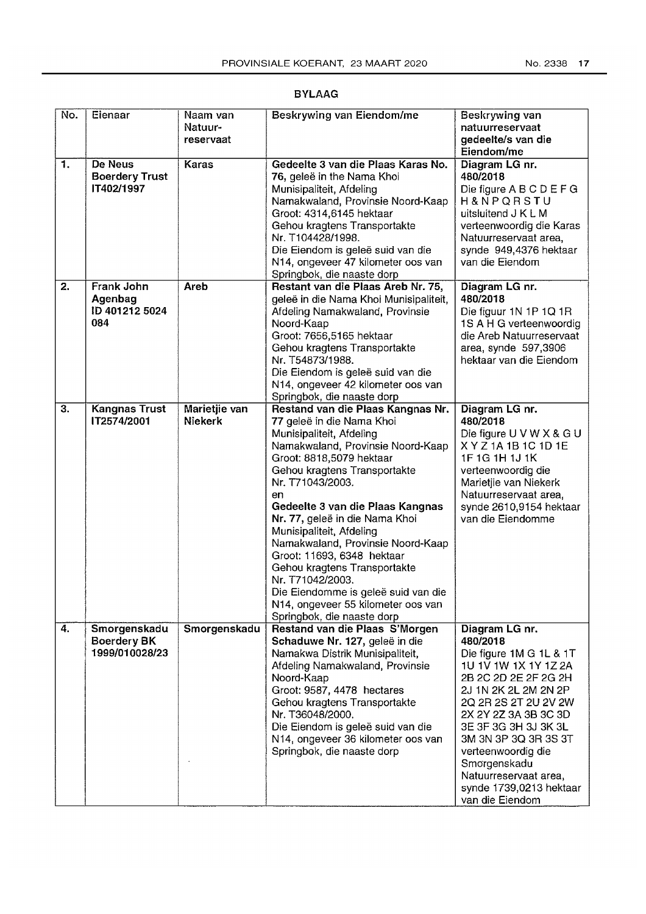## BYLAAG

| No. | Eienaar | Naam van Natuur-reservaat | Beskrywing van Eiendom/me | Beskrywing van natuurreservaat gedeelte/s van die Eiendom/me |
|---|---|---|---|---|
| **1.** | **De Neus Boerdery Trust IT402/1997** | **Karas** | **Gedeelte 3 van die Plaas Karas No. 76,** geleë in the Nama Khoi Munisipaliteit, Afdeling Namakwaland, Provinsie Noord-Kaap Groot: 4314,6145 hektaar Gehou kragtens Transportakte Nr. T104428/1998. Die Eiendom is geleë suid van die N14, ongeveer 47 kilometer oos van Springbok, die naaste dorp | **Diagram LG nr. 480/2018** Die figure A B C D E F G H & N P Q R S T U uitsluitend J K L M verteenwoordig die Karas Natuurreservaat area, synde 949,4376 hektaar van die Eiendom |
| **2.** | **Frank John Agenbag ID 401212 5024 084** | **Areb** | **Restant van die Plaas Areb Nr. 75,** geleë in die Nama Khoi Munisipaliteit, Afdeling Namakwaland, Provinsie Noord-Kaap Groot: 7656,5165 hektaar Gehou kragtens Transportakte Nr. T54873/1988. Die Eiendom is geleë suid van die N14, ongeveer 42 kilometer oos van Springbok, die naaste dorp | **Diagram LG nr. 480/2018** Die figuur 1N 1P 1Q 1R 1S A H G verteenwoordig die Areb Natuurreservaat area, synde 597,3906 hektaar van die Eiendom |
| **3.** | **Kangnas Trust IT2574/2001** | **Marietjie van Niekerk** | **Restand van die Plaas Kangnas Nr. 77** geleë in die Nama Khoi Munisipaliteit, Afdeling Namakwaland, Provinsie Noord-Kaap Groot: 8818,5079 hektaar Gehou kragtens Transportakte Nr. T71043/2003. en **Gedeelte 3 van die Plaas Kangnas Nr. 77,** geleë in die Nama Khoi Munisipaliteit, Afdeling Namakwaland, Provinsie Noord-Kaap Groot: 11693, 6348 hektaar Gehou kragtens Transportakte Nr. T71042/2003. Die Eiendomme is geleë suid van die N14, ongeveer 55 kilometer oos van Springbok, die naaste dorp | **Diagram LG nr. 480/2018** Die figure U V W X & G U X Y Z 1A 1B 1C 1D 1E 1F 1G 1H 1J 1K verteenwoordig die Marietjie van Niekerk Natuurreservaat area, synde 2610,9154 hektaar van die Eiendomme |
| **4.** | **Smorgenskadu Boerdery BK 1999/010028/23** | **Smorgenskadu** | **Restand van die Plaas S'Morgen Schaduwe Nr. 127,** geleë in die Namakwa Distrik Munisipaliteit, Afdeling Namakwaland, Provinsie Noord-Kaap Groot: 9587, 4478 hectares Gehou kragtens Transportakte Nr. T36048/2000. Die Eiendom is geleë suid van die N14, ongeveer 36 kilometer oos van Springbok, die naaste dorp | **Diagram LG nr. 480/2018** Die figure 1M G 1L & 1T 1U 1V 1W 1X 1Y 1Z 2A 2B 2C 2D 2E 2F 2G 2H 2J 1N 2K 2L 2M 2N 2P 2Q 2R 2S 2T 2U 2V 2W 2X 2Y 2Z 3A 3B 3C 3D 3E 3F 3G 3H 3J 3K 3L 3M 3N 3P 3Q 3R 3S 3T verteenwoordig die Smorgenskadu Natuurreservaat area, synde 1739,0213 hektaar van die Eiendom |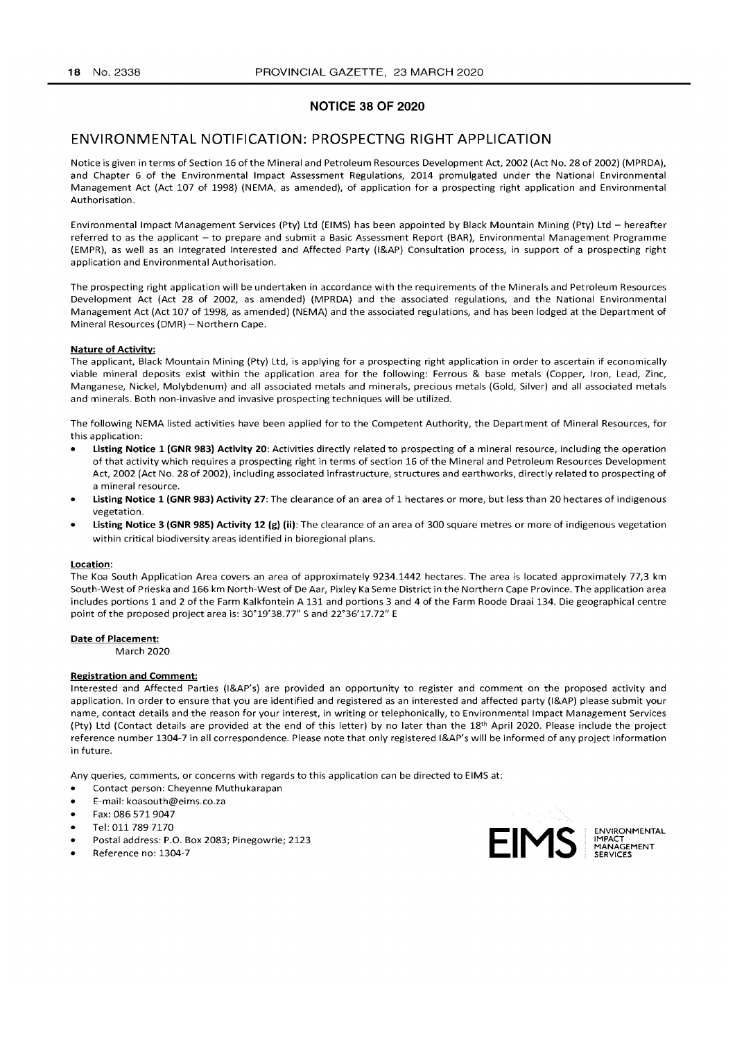## NOTICE 38 OF 2020

# ENVIRONMENTAL NOTIFICATION: PROSPECTNG RIGHT APPLICATION

Notice is given in terms of Section 16 of the Mineral and Petroleum Resources Development Act, 2002 (Act No. 28 of 2002) (MPRDA), and Chapter 6 of the Environmental Impact Assessment Regulations, 2014 promulgated under the National Environmental Management Act (Act 107 of 1998) (NEMA, as amended), of application for a prospecting right application and Environmental Authorisation.

Environmental Impact Management Services (Pty) Ltd (EIMS) has been appointed by Black Mountain Mining (Pty) Ltd – hereafter referred to as the applicant – to prepare and submit a Basic Assessment Report (BAR), Environmental Management Programme (EMPR), as well as an Integrated Interested and Affected Party (I&AP) Consultation process, in support of a prospecting right application and Environmental Authorisation.

The prospecting right application will be undertaken in accordance with the requirements of the Minerals and Petroleum Resources Development Act (Act 28 of 2002, as amended) (MPRDA) and the associated regulations, and the National Environmental Management Act (Act 107 of 1998, as amended) (NEMA) and the associated regulations, and has been lodged at the Department of Mineral Resources (DMR) – Northern Cape.

**Nature of Activity:**
The applicant, Black Mountain Mining (Pty) Ltd, is applying for a prospecting right application in order to ascertain if economically viable mineral deposits exist within the application area for the following: Ferrous & base metals (Copper, Iron, Lead, Zinc, Manganese, Nickel, Molybdenum) and all associated metals and minerals, precious metals (Gold, Silver) and all associated metals and minerals. Both non-invasive and invasive prospecting techniques will be utilized.

The following NEMA listed activities have been applied for to the Competent Authority, the Department of Mineral Resources, for this application:

- **Listing Notice 1 (GNR 983) Activity 20**: Activities directly related to prospecting of a mineral resource, including the operation of that activity which requires a prospecting right in terms of section 16 of the Mineral and Petroleum Resources Development Act, 2002 (Act No. 28 of 2002), including associated infrastructure, structures and earthworks, directly related to prospecting of a mineral resource.
- **Listing Notice 1 (GNR 983) Activity 27**: The clearance of an area of 1 hectares or more, but less than 20 hectares of indigenous vegetation.
- **Listing Notice 3 (GNR 985) Activity 12 (g) (ii)**: The clearance of an area of 300 square metres or more of indigenous vegetation within critical biodiversity areas identified in bioregional plans.

**Location:**
The Koa South Application Area covers an area of approximately 9234.1442 hectares. The area is located approximately 77,3 km South-West of Prieska and 166 km North-West of De Aar, Pixley Ka Seme District in the Northern Cape Province. The application area includes portions 1 and 2 of the Farm Kalkfontein A 131 and portions 3 and 4 of the Farm Roode Draai 134. Die geographical centre point of the proposed project area is: 30°19'38.77" S and 22°36'17.72" E

**Date of Placement:**
March 2020

**Registration and Comment:**
Interested and Affected Parties (I&AP's) are provided an opportunity to register and comment on the proposed activity and application. In order to ensure that you are identified and registered as an interested and affected party (I&AP) please submit your name, contact details and the reason for your interest, in writing or telephonically, to Environmental Impact Management Services (Pty) Ltd (Contact details are provided at the end of this letter) by no later than the 18th April 2020. Please include the project reference number 1304-7 in all correspondence. Please note that only registered I&AP's will be informed of any project information in future.

Any queries, comments, or concerns with regards to this application can be directed to EIMS at:

- Contact person: Cheyenne Muthukarapan
- E-mail: koasouth@eims.co.za
- Fax: 086 571 9047
- Tel: 011 789 7170
- Postal address: P.O. Box 2083; Pinegowrie; 2123
- Reference no: 1304-7

EIMS ENVIRONMENTAL IMPACT MANAGEMENT SERVICES